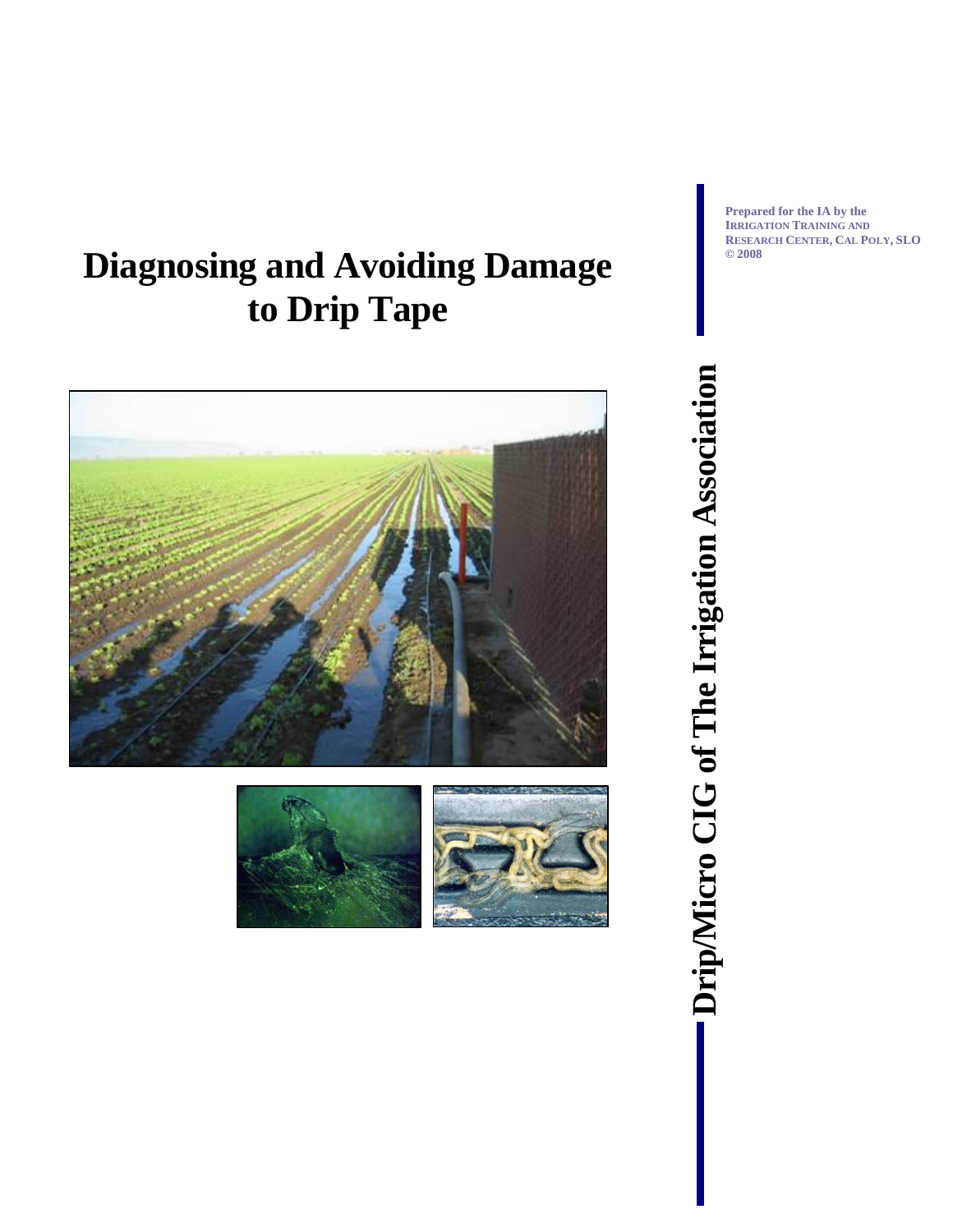# Diagnosing and Avoiding Damage to Drip Tape

**Prepared for the IA by the Irrigation Training and Research Center, Cal Poly, SLO © 2008**

**Drip/Micro CIG of The Irrigation Association**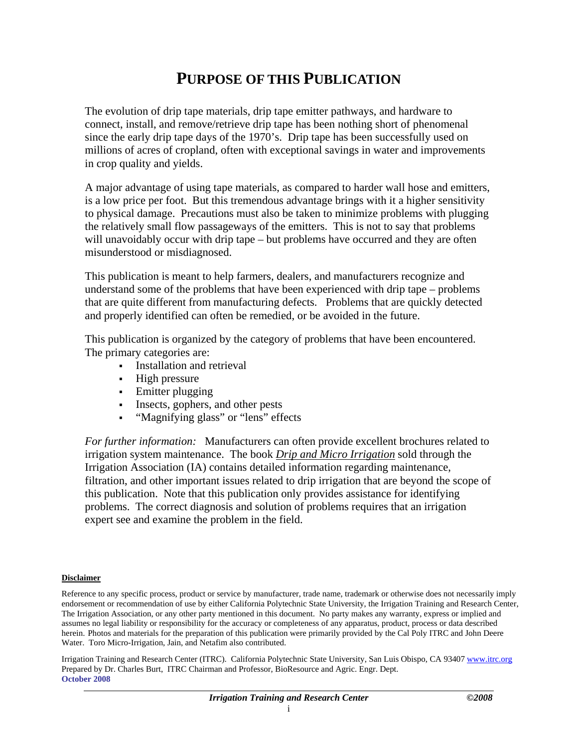# PURPOSE OF THIS PUBLICATION

The evolution of drip tape materials, drip tape emitter pathways, and hardware to connect, install, and remove/retrieve drip tape has been nothing short of phenomenal since the early drip tape days of the 1970's. Drip tape has been successfully used on millions of acres of cropland, often with exceptional savings in water and improvements in crop quality and yields.

A major advantage of using tape materials, as compared to harder wall hose and emitters, is a low price per foot. But this tremendous advantage brings with it a higher sensitivity to physical damage. Precautions must also be taken to minimize problems with plugging the relatively small flow passageways of the emitters. This is not to say that problems will unavoidably occur with drip tape – but problems have occurred and they are often misunderstood or misdiagnosed.

This publication is meant to help farmers, dealers, and manufacturers recognize and understand some of the problems that have been experienced with drip tape – problems that are quite different from manufacturing defects. Problems that are quickly detected and properly identified can often be remedied, or be avoided in the future.

This publication is organized by the category of problems that have been encountered. The primary categories are:

- Installation and retrieval
- High pressure
- Emitter plugging
- Insects, gophers, and other pests
- "Magnifying glass" or "lens" effects

*For further information:* Manufacturers can often provide excellent brochures related to irrigation system maintenance. The book Drip and Micro Irrigation sold through the Irrigation Association (IA) contains detailed information regarding maintenance, filtration, and other important issues related to drip irrigation that are beyond the scope of this publication. Note that this publication only provides assistance for identifying problems. The correct diagnosis and solution of problems requires that an irrigation expert see and examine the problem in the field.

**Disclaimer**

Reference to any specific process, product or service by manufacturer, trade name, trademark or otherwise does not necessarily imply endorsement or recommendation of use by either California Polytechnic State University, the Irrigation Training and Research Center, The Irrigation Association, or any other party mentioned in this document. No party makes any warranty, express or implied and assumes no legal liability or responsibility for the accuracy or completeness of any apparatus, product, process or data described herein. Photos and materials for the preparation of this publication were primarily provided by the Cal Poly ITRC and John Deere Water. Toro Micro-Irrigation, Jain, and Netafim also contributed.

Irrigation Training and Research Center (ITRC). California Polytechnic State University, San Luis Obispo, CA 93407 www.itrc.org
Prepared by Dr. Charles Burt, ITRC Chairman and Professor, BioResource and Agric. Engr. Dept.
**October 2008**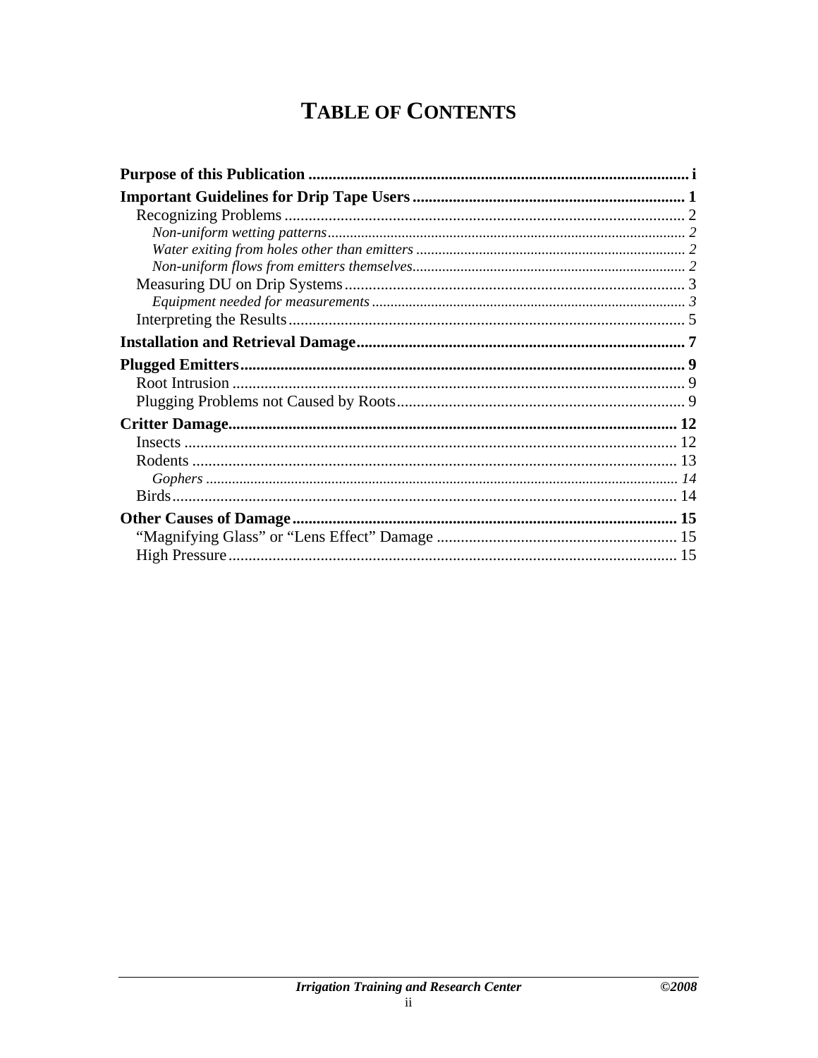# TABLE OF CONTENTS

**Purpose of this Publication** ..... i

**Important Guidelines for Drip Tape Users** ..... 1

- Recognizing Problems ..... 2
  - *Non-uniform wetting patterns* ..... 2
  - *Water exiting from holes other than emitters* ..... 2
  - *Non-uniform flows from emitters themselves* ..... 2
- Measuring DU on Drip Systems ..... 3
  - *Equipment needed for measurements* ..... 3
- Interpreting the Results ..... 5

**Installation and Retrieval Damage** ..... 7

**Plugged Emitters** ..... 9

- Root Intrusion ..... 9
- Plugging Problems not Caused by Roots ..... 9

**Critter Damage** ..... 12

- Insects ..... 12
- Rodents ..... 13
  - *Gophers* ..... 14
- Birds ..... 14

**Other Causes of Damage** ..... 15

- "Magnifying Glass" or "Lens Effect" Damage ..... 15
- High Pressure ..... 15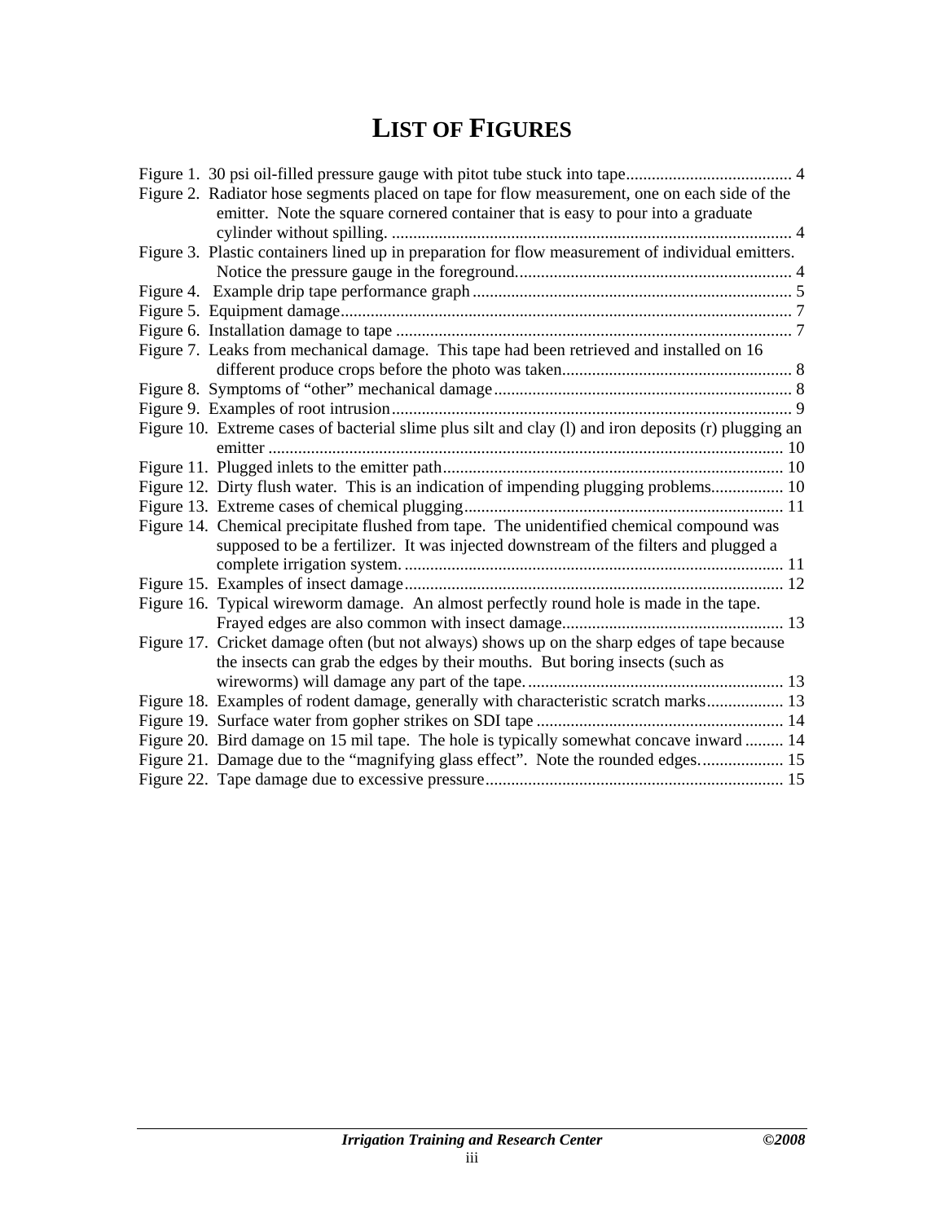# LIST OF FIGURES

Figure 1. 30 psi oil-filled pressure gauge with pitot tube stuck into tape....................................... 4
Figure 2. Radiator hose segments placed on tape for flow measurement, one on each side of the emitter. Note the square cornered container that is easy to pour into a graduate cylinder without spilling. ............................................................................................. 4
Figure 3. Plastic containers lined up in preparation for flow measurement of individual emitters. Notice the pressure gauge in the foreground................................................................ 4
Figure 4. Example drip tape performance graph ........................................................................... 5
Figure 5. Equipment damage......................................................................................................... 7
Figure 6. Installation damage to tape ............................................................................................ 7
Figure 7. Leaks from mechanical damage. This tape had been retrieved and installed on 16 different produce crops before the photo was taken...................................................... 8
Figure 8. Symptoms of "other" mechanical damage..................................................................... 8
Figure 9. Examples of root intrusion............................................................................................. 9
Figure 10. Extreme cases of bacterial slime plus silt and clay (l) and iron deposits (r) plugging an emitter ........................................................................................................................ 10
Figure 11. Plugged inlets to the emitter path............................................................................... 10
Figure 12. Dirty flush water. This is an indication of impending plugging problems................. 10
Figure 13. Extreme cases of chemical plugging........................................................................... 11
Figure 14. Chemical precipitate flushed from tape. The unidentified chemical compound was supposed to be a fertilizer. It was injected downstream of the filters and plugged a complete irrigation system. ......................................................................................... 11
Figure 15. Examples of insect damage........................................................................................ 12
Figure 16. Typical wireworm damage. An almost perfectly round hole is made in the tape. Frayed edges are also common with insect damage.................................................... 13
Figure 17. Cricket damage often (but not always) shows up on the sharp edges of tape because the insects can grab the edges by their mouths. But boring insects (such as wireworms) will damage any part of the tape. ............................................................ 13
Figure 18. Examples of rodent damage, generally with characteristic scratch marks.................. 13
Figure 19. Surface water from gopher strikes on SDI tape .......................................................... 14
Figure 20. Bird damage on 15 mil tape. The hole is typically somewhat concave inward ......... 14
Figure 21. Damage due to the "magnifying glass effect". Note the rounded edges................... 15
Figure 22. Tape damage due to excessive pressure...................................................................... 15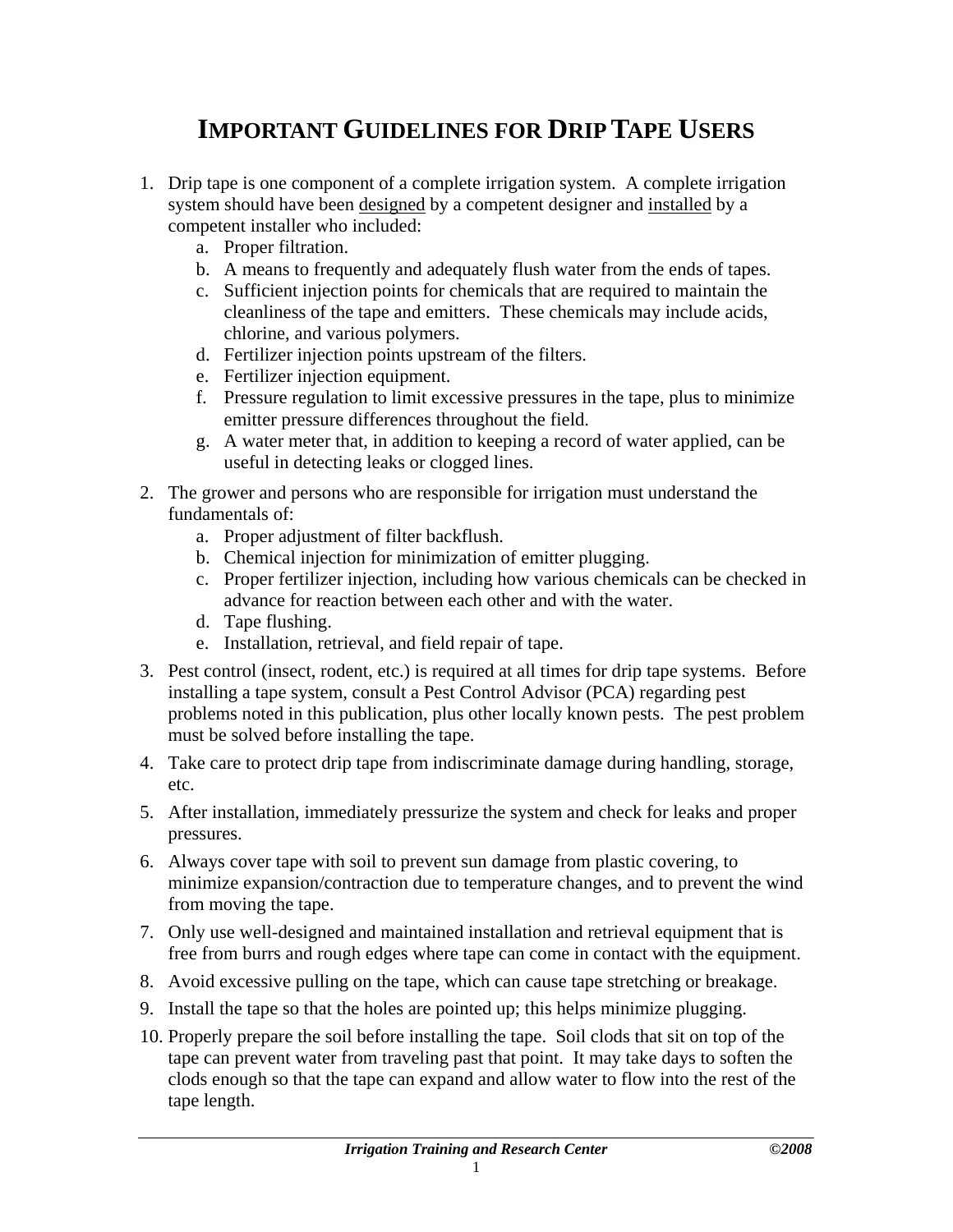# IMPORTANT GUIDELINES FOR DRIP TAPE USERS

1. Drip tape is one component of a complete irrigation system. A complete irrigation system should have been <u>designed</u> by a competent designer and <u>installed</u> by a competent installer who included:
    a. Proper filtration.
    b. A means to frequently and adequately flush water from the ends of tapes.
    c. Sufficient injection points for chemicals that are required to maintain the cleanliness of the tape and emitters. These chemicals may include acids, chlorine, and various polymers.
    d. Fertilizer injection points upstream of the filters.
    e. Fertilizer injection equipment.
    f. Pressure regulation to limit excessive pressures in the tape, plus to minimize emitter pressure differences throughout the field.
    g. A water meter that, in addition to keeping a record of water applied, can be useful in detecting leaks or clogged lines.
2. The grower and persons who are responsible for irrigation must understand the fundamentals of:
    a. Proper adjustment of filter backflush.
    b. Chemical injection for minimization of emitter plugging.
    c. Proper fertilizer injection, including how various chemicals can be checked in advance for reaction between each other and with the water.
    d. Tape flushing.
    e. Installation, retrieval, and field repair of tape.
3. Pest control (insect, rodent, etc.) is required at all times for drip tape systems. Before installing a tape system, consult a Pest Control Advisor (PCA) regarding pest problems noted in this publication, plus other locally known pests. The pest problem must be solved before installing the tape.
4. Take care to protect drip tape from indiscriminate damage during handling, storage, etc.
5. After installation, immediately pressurize the system and check for leaks and proper pressures.
6. Always cover tape with soil to prevent sun damage from plastic covering, to minimize expansion/contraction due to temperature changes, and to prevent the wind from moving the tape.
7. Only use well-designed and maintained installation and retrieval equipment that is free from burrs and rough edges where tape can come in contact with the equipment.
8. Avoid excessive pulling on the tape, which can cause tape stretching or breakage.
9. Install the tape so that the holes are pointed up; this helps minimize plugging.
10. Properly prepare the soil before installing the tape. Soil clods that sit on top of the tape can prevent water from traveling past that point. It may take days to soften the clods enough so that the tape can expand and allow water to flow into the rest of the tape length.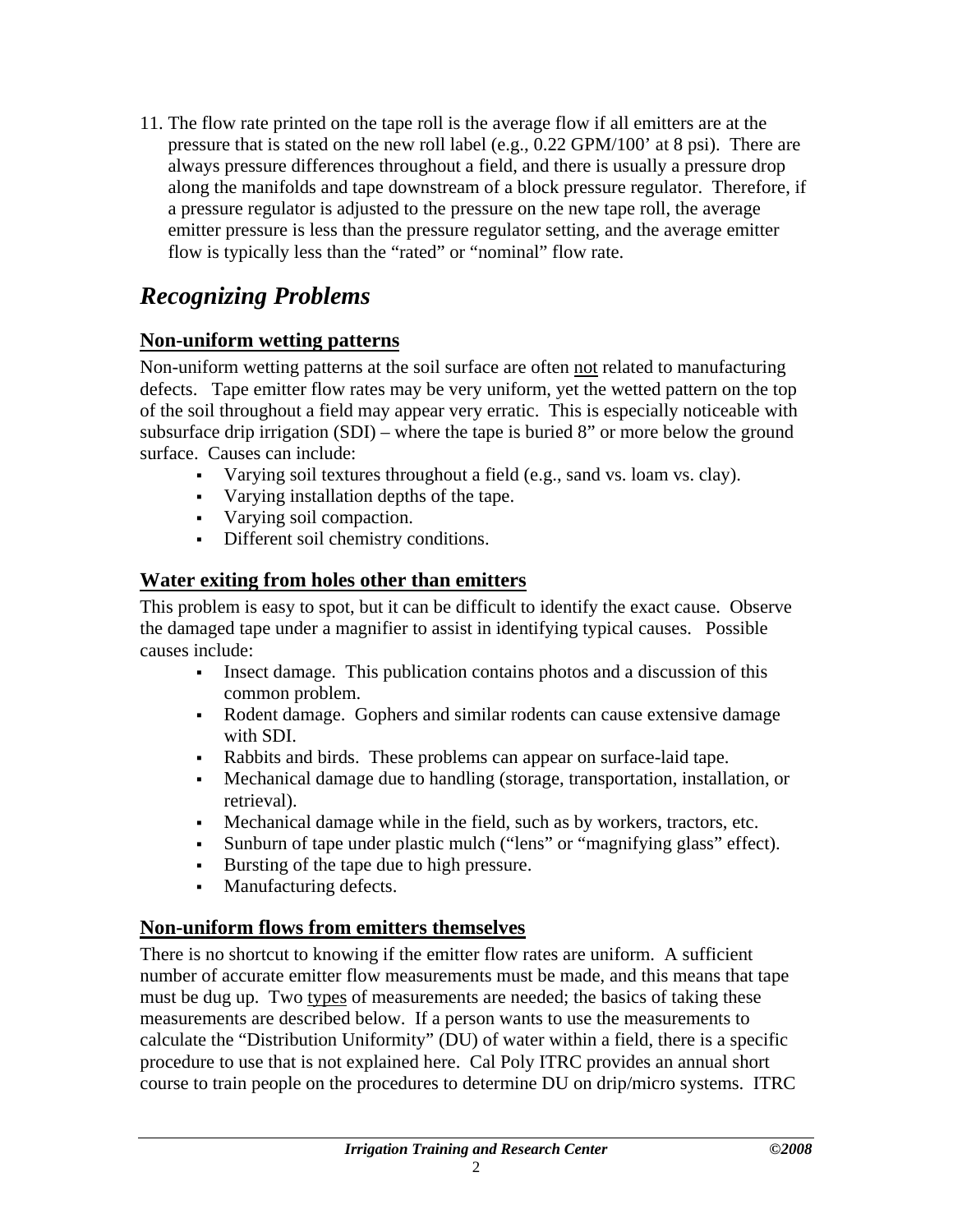11. The flow rate printed on the tape roll is the average flow if all emitters are at the pressure that is stated on the new roll label (e.g., 0.22 GPM/100' at 8 psi). There are always pressure differences throughout a field, and there is usually a pressure drop along the manifolds and tape downstream of a block pressure regulator. Therefore, if a pressure regulator is adjusted to the pressure on the new tape roll, the average emitter pressure is less than the pressure regulator setting, and the average emitter flow is typically less than the "rated" or "nominal" flow rate.

## *Recognizing Problems*

### Non-uniform wetting patterns

Non-uniform wetting patterns at the soil surface are often not related to manufacturing defects. Tape emitter flow rates may be very uniform, yet the wetted pattern on the top of the soil throughout a field may appear very erratic. This is especially noticeable with subsurface drip irrigation (SDI) – where the tape is buried 8" or more below the ground surface. Causes can include:

- Varying soil textures throughout a field (e.g., sand vs. loam vs. clay).
- Varying installation depths of the tape.
- Varying soil compaction.
- Different soil chemistry conditions.

### Water exiting from holes other than emitters

This problem is easy to spot, but it can be difficult to identify the exact cause. Observe the damaged tape under a magnifier to assist in identifying typical causes. Possible causes include:

- Insect damage. This publication contains photos and a discussion of this common problem.
- Rodent damage. Gophers and similar rodents can cause extensive damage with SDI.
- Rabbits and birds. These problems can appear on surface-laid tape.
- Mechanical damage due to handling (storage, transportation, installation, or retrieval).
- Mechanical damage while in the field, such as by workers, tractors, etc.
- Sunburn of tape under plastic mulch ("lens" or "magnifying glass" effect).
- Bursting of the tape due to high pressure.
- Manufacturing defects.

### Non-uniform flows from emitters themselves

There is no shortcut to knowing if the emitter flow rates are uniform. A sufficient number of accurate emitter flow measurements must be made, and this means that tape must be dug up. Two types of measurements are needed; the basics of taking these measurements are described below. If a person wants to use the measurements to calculate the "Distribution Uniformity" (DU) of water within a field, there is a specific procedure to use that is not explained here. Cal Poly ITRC provides an annual short course to train people on the procedures to determine DU on drip/micro systems. ITRC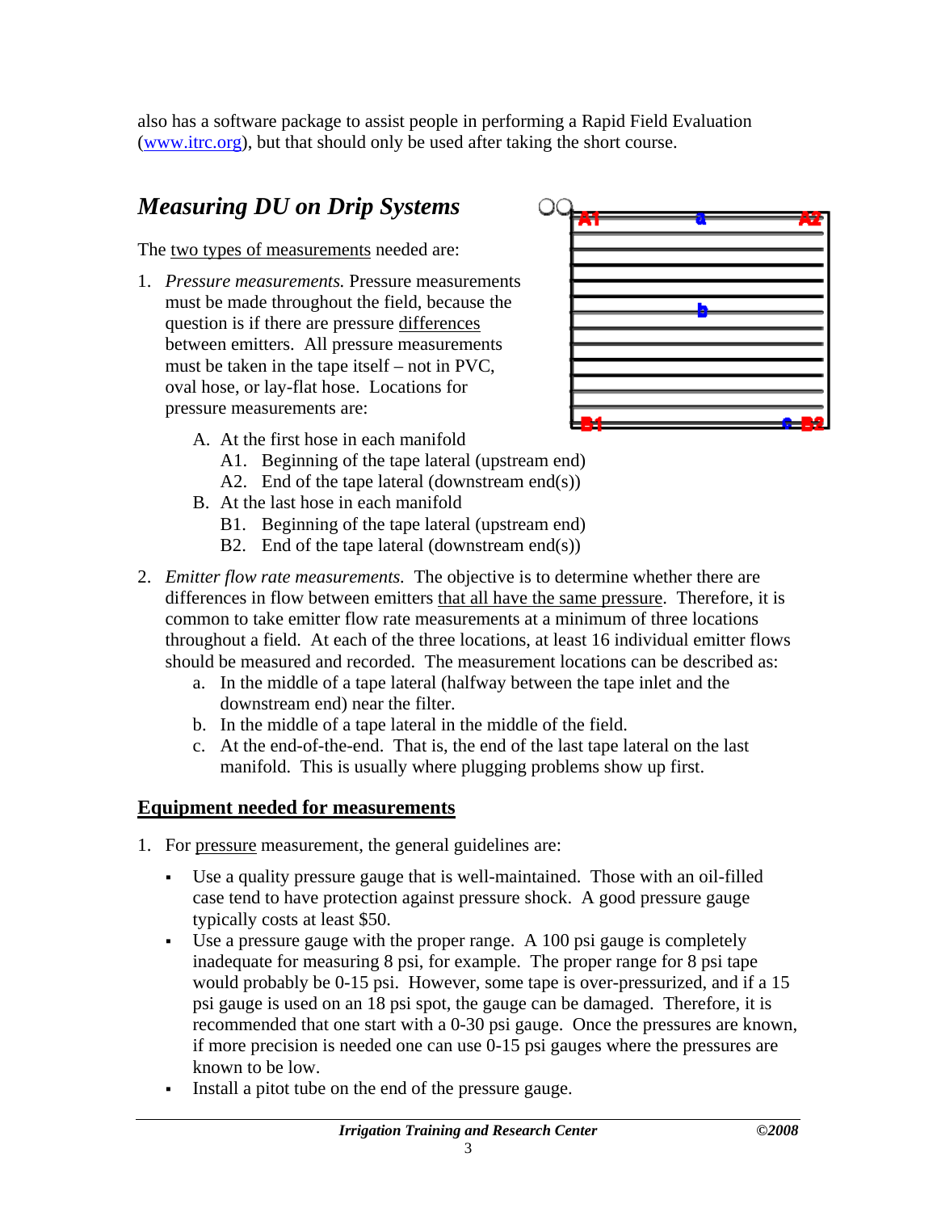also has a software package to assist people in performing a Rapid Field Evaluation (www.itrc.org), but that should only be used after taking the short course.

## *Measuring DU on Drip Systems*

The two types of measurements needed are:

1. *Pressure measurements.* Pressure measurements must be made throughout the field, because the question is if there are pressure differences between emitters. All pressure measurements must be taken in the tape itself – not in PVC, oval hose, or lay-flat hose. Locations for pressure measurements are:
   - A. At the first hose in each manifold
     - A1. Beginning of the tape lateral (upstream end)
     - A2. End of the tape lateral (downstream end(s))
   - B. At the last hose in each manifold
     - B1. Beginning of the tape lateral (upstream end)
     - B2. End of the tape lateral (downstream end(s))

2. *Emitter flow rate measurements.* The objective is to determine whether there are differences in flow between emitters that all have the same pressure. Therefore, it is common to take emitter flow rate measurements at a minimum of three locations throughout a field. At each of the three locations, at least 16 individual emitter flows should be measured and recorded. The measurement locations can be described as:
   - a. In the middle of a tape lateral (halfway between the tape inlet and the downstream end) near the filter.
   - b. In the middle of a tape lateral in the middle of the field.
   - c. At the end-of-the-end. That is, the end of the last tape lateral on the last manifold. This is usually where plugging problems show up first.

### Equipment needed for measurements

1. For pressure measurement, the general guidelines are:
   - Use a quality pressure gauge that is well-maintained. Those with an oil-filled case tend to have protection against pressure shock. A good pressure gauge typically costs at least $50.
   - Use a pressure gauge with the proper range. A 100 psi gauge is completely inadequate for measuring 8 psi, for example. The proper range for 8 psi tape would probably be 0-15 psi. However, some tape is over-pressurized, and if a 15 psi gauge is used on an 18 psi spot, the gauge can be damaged. Therefore, it is recommended that one start with a 0-30 psi gauge. Once the pressures are known, if more precision is needed one can use 0-15 psi gauges where the pressures are known to be low.
   - Install a pitot tube on the end of the pressure gauge.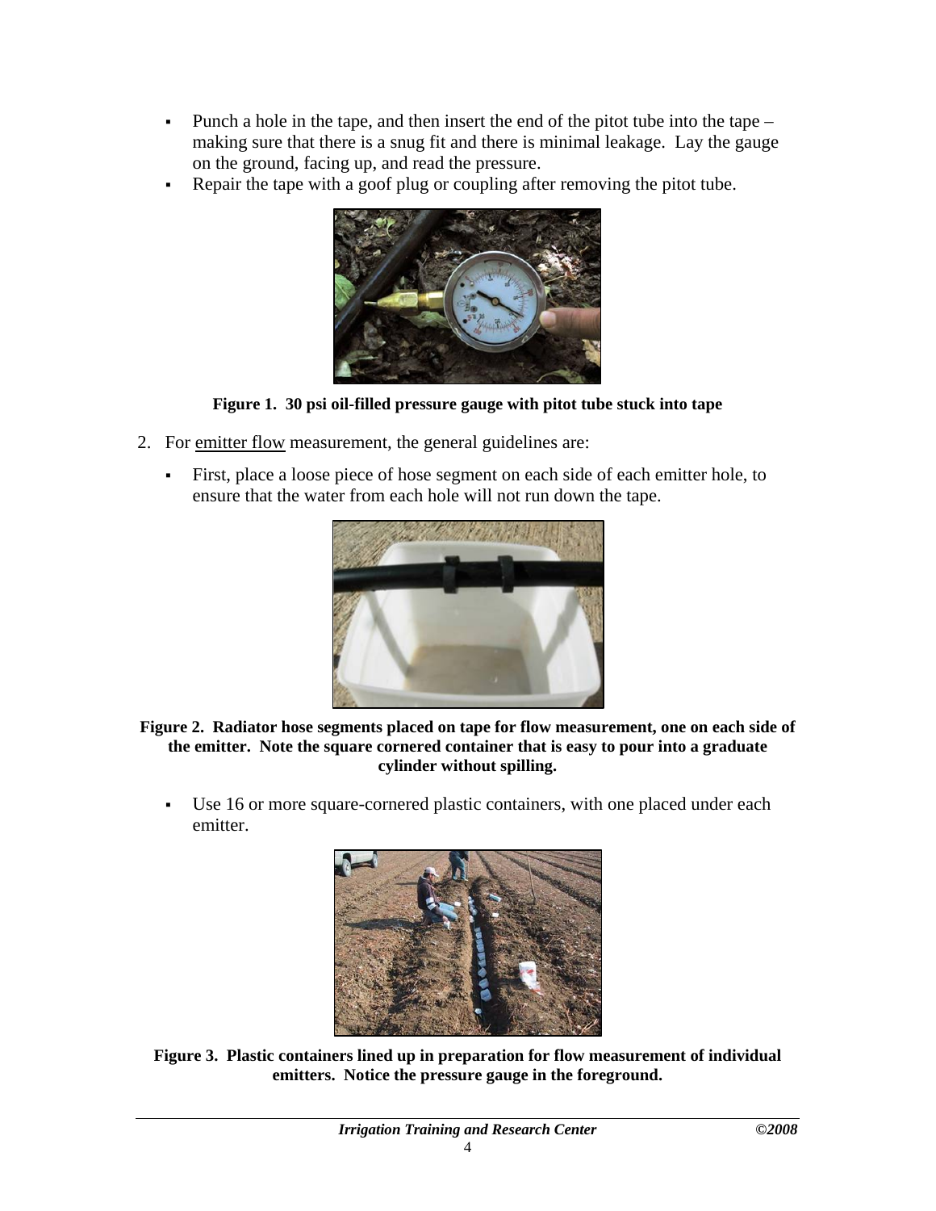- Punch a hole in the tape, and then insert the end of the pitot tube into the tape – making sure that there is a snug fit and there is minimal leakage. Lay the gauge on the ground, facing up, and read the pressure.
- Repair the tape with a goof plug or coupling after removing the pitot tube.

**Figure 1. 30 psi oil-filled pressure gauge with pitot tube stuck into tape**

2. For <u>emitter flow</u> measurement, the general guidelines are:

   - First, place a loose piece of hose segment on each side of each emitter hole, to ensure that the water from each hole will not run down the tape.

**Figure 2. Radiator hose segments placed on tape for flow measurement, one on each side of the emitter. Note the square cornered container that is easy to pour into a graduate cylinder without spilling.**

   - Use 16 or more square-cornered plastic containers, with one placed under each emitter.

**Figure 3. Plastic containers lined up in preparation for flow measurement of individual emitters. Notice the pressure gauge in the foreground.**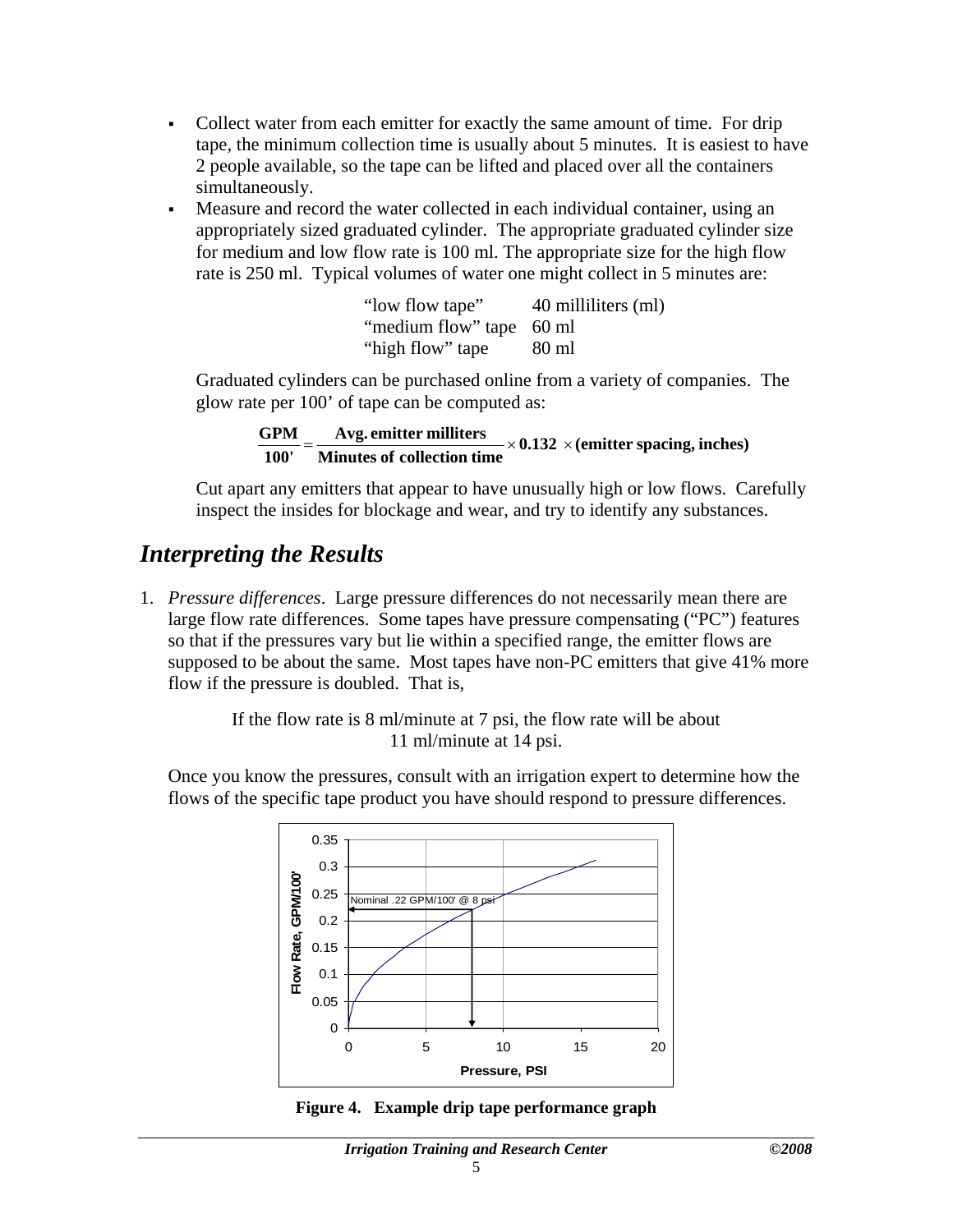- Collect water from each emitter for exactly the same amount of time. For drip tape, the minimum collection time is usually about 5 minutes. It is easiest to have 2 people available, so the tape can be lifted and placed over all the containers simultaneously.
- Measure and record the water collected in each individual container, using an appropriately sized graduated cylinder. The appropriate graduated cylinder size for medium and low flow rate is 100 ml. The appropriate size for the high flow rate is 250 ml. Typical volumes of water one might collect in 5 minutes are:

| | |
|---|---|
| "low flow tape" | 40 milliliters (ml) |
| "medium flow" tape | 60 ml |
| "high flow" tape | 80 ml |

Graduated cylinders can be purchased online from a variety of companies. The glow rate per 100' of tape can be computed as:

$$\frac{\textbf{GPM}}{\textbf{100'}} = \frac{\textbf{Avg. emitter milliters}}{\textbf{Minutes of collection time}} \times \textbf{0.132} \times \textbf{(emitter spacing, inches)}$$

Cut apart any emitters that appear to have unusually high or low flows. Carefully inspect the insides for blockage and wear, and try to identify any substances.

## *Interpreting the Results*

1. *Pressure differences*. Large pressure differences do not necessarily mean there are large flow rate differences. Some tapes have pressure compensating ("PC") features so that if the pressures vary but lie within a specified range, the emitter flows are supposed to be about the same. Most tapes have non-PC emitters that give 41% more flow if the pressure is doubled. That is,

   If the flow rate is 8 ml/minute at 7 psi, the flow rate will be about 11 ml/minute at 14 psi.

   Once you know the pressures, consult with an irrigation expert to determine how the flows of the specific tape product you have should respond to pressure differences.

**Figure 4. Example drip tape performance graph**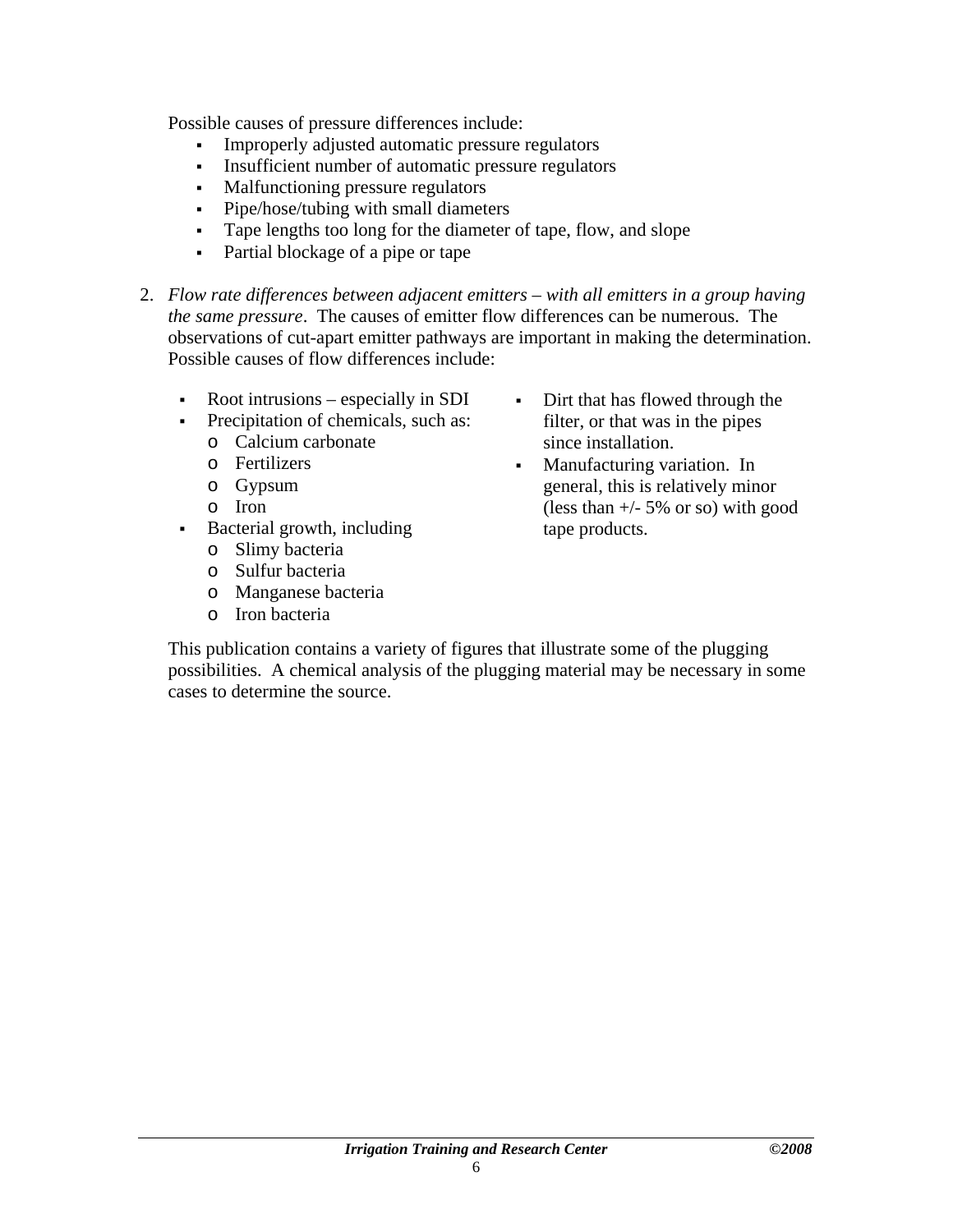Possible causes of pressure differences include:

- Improperly adjusted automatic pressure regulators
- Insufficient number of automatic pressure regulators
- Malfunctioning pressure regulators
- Pipe/hose/tubing with small diameters
- Tape lengths too long for the diameter of tape, flow, and slope
- Partial blockage of a pipe or tape

2. *Flow rate differences between adjacent emitters – with all emitters in a group having the same pressure*. The causes of emitter flow differences can be numerous. The observations of cut-apart emitter pathways are important in making the determination. Possible causes of flow differences include:

   - Root intrusions – especially in SDI
   - Precipitation of chemicals, such as:
     - Calcium carbonate
     - Fertilizers
     - Gypsum
     - Iron
   - Bacterial growth, including
     - Slimy bacteria
     - Sulfur bacteria
     - Manganese bacteria
     - Iron bacteria
   - Dirt that has flowed through the filter, or that was in the pipes since installation.
   - Manufacturing variation. In general, this is relatively minor (less than +/- 5% or so) with good tape products.

   This publication contains a variety of figures that illustrate some of the plugging possibilities. A chemical analysis of the plugging material may be necessary in some cases to determine the source.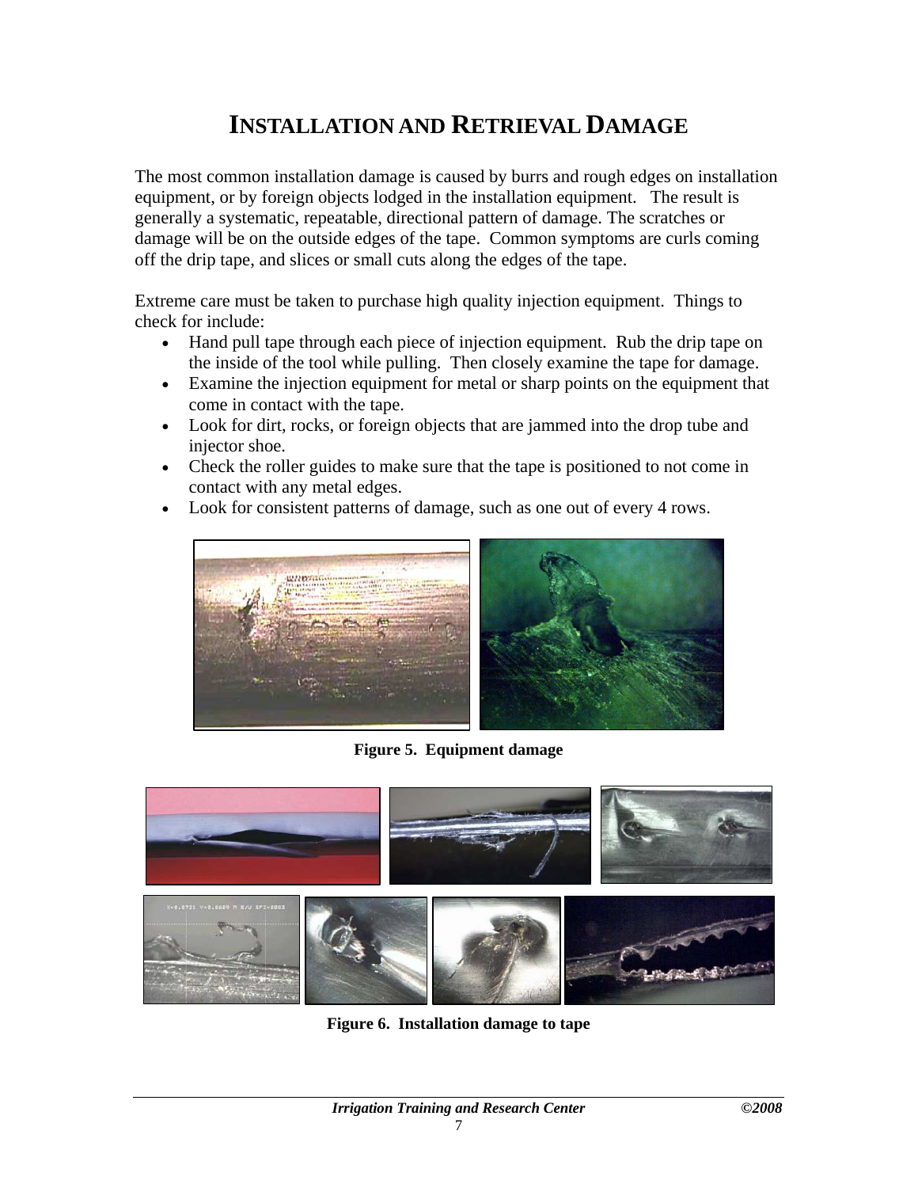# INSTALLATION AND RETRIEVAL DAMAGE

The most common installation damage is caused by burrs and rough edges on installation equipment, or by foreign objects lodged in the installation equipment. The result is generally a systematic, repeatable, directional pattern of damage. The scratches or damage will be on the outside edges of the tape. Common symptoms are curls coming off the drip tape, and slices or small cuts along the edges of the tape.

Extreme care must be taken to purchase high quality injection equipment. Things to check for include:

- Hand pull tape through each piece of injection equipment. Rub the drip tape on the inside of the tool while pulling. Then closely examine the tape for damage.
- Examine the injection equipment for metal or sharp points on the equipment that come in contact with the tape.
- Look for dirt, rocks, or foreign objects that are jammed into the drop tube and injector shoe.
- Check the roller guides to make sure that the tape is positioned to not come in contact with any metal edges.
- Look for consistent patterns of damage, such as one out of every 4 rows.

**Figure 5. Equipment damage**

**Figure 6. Installation damage to tape**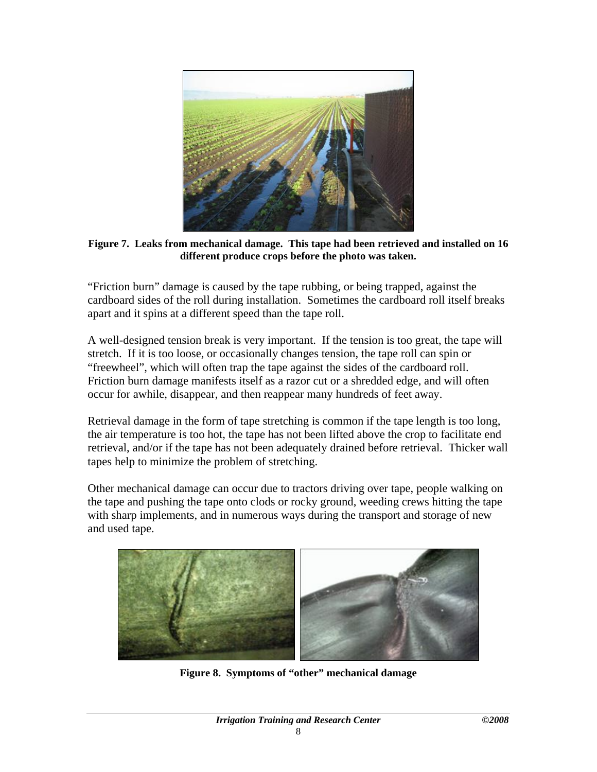**Figure 7. Leaks from mechanical damage. This tape had been retrieved and installed on 16 different produce crops before the photo was taken.**

"Friction burn" damage is caused by the tape rubbing, or being trapped, against the cardboard sides of the roll during installation. Sometimes the cardboard roll itself breaks apart and it spins at a different speed than the tape roll.

A well-designed tension break is very important. If the tension is too great, the tape will stretch. If it is too loose, or occasionally changes tension, the tape roll can spin or "freewheel", which will often trap the tape against the sides of the cardboard roll. Friction burn damage manifests itself as a razor cut or a shredded edge, and will often occur for awhile, disappear, and then reappear many hundreds of feet away.

Retrieval damage in the form of tape stretching is common if the tape length is too long, the air temperature is too hot, the tape has not been lifted above the crop to facilitate end retrieval, and/or if the tape has not been adequately drained before retrieval. Thicker wall tapes help to minimize the problem of stretching.

Other mechanical damage can occur due to tractors driving over tape, people walking on the tape and pushing the tape onto clods or rocky ground, weeding crews hitting the tape with sharp implements, and in numerous ways during the transport and storage of new and used tape.

**Figure 8. Symptoms of "other" mechanical damage**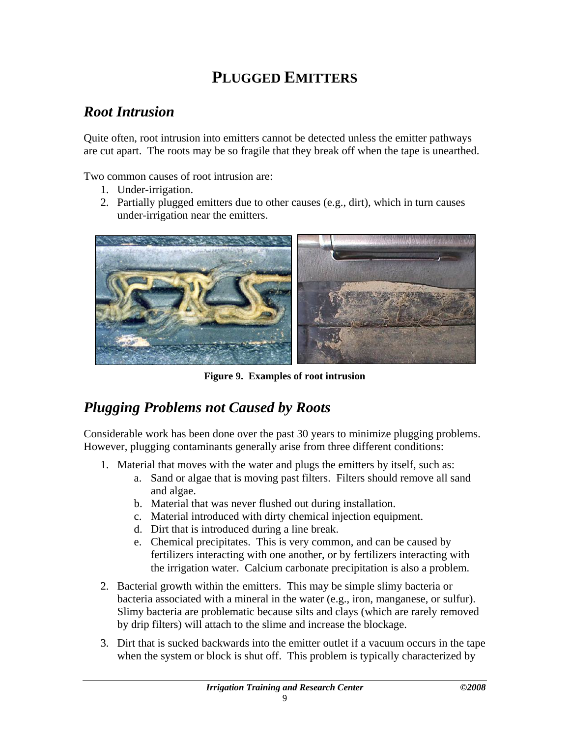# PLUGGED EMITTERS

## *Root Intrusion*

Quite often, root intrusion into emitters cannot be detected unless the emitter pathways are cut apart. The roots may be so fragile that they break off when the tape is unearthed.

Two common causes of root intrusion are:

1. Under-irrigation.
2. Partially plugged emitters due to other causes (e.g., dirt), which in turn causes under-irrigation near the emitters.

**Figure 9. Examples of root intrusion**

## *Plugging Problems not Caused by Roots*

Considerable work has been done over the past 30 years to minimize plugging problems. However, plugging contaminants generally arise from three different conditions:

1. Material that moves with the water and plugs the emitters by itself, such as:
    a. Sand or algae that is moving past filters. Filters should remove all sand and algae.
    b. Material that was never flushed out during installation.
    c. Material introduced with dirty chemical injection equipment.
    d. Dirt that is introduced during a line break.
    e. Chemical precipitates. This is very common, and can be caused by fertilizers interacting with one another, or by fertilizers interacting with the irrigation water. Calcium carbonate precipitation is also a problem.
2. Bacterial growth within the emitters. This may be simple slimy bacteria or bacteria associated with a mineral in the water (e.g., iron, manganese, or sulfur). Slimy bacteria are problematic because silts and clays (which are rarely removed by drip filters) will attach to the slime and increase the blockage.
3. Dirt that is sucked backwards into the emitter outlet if a vacuum occurs in the tape when the system or block is shut off. This problem is typically characterized by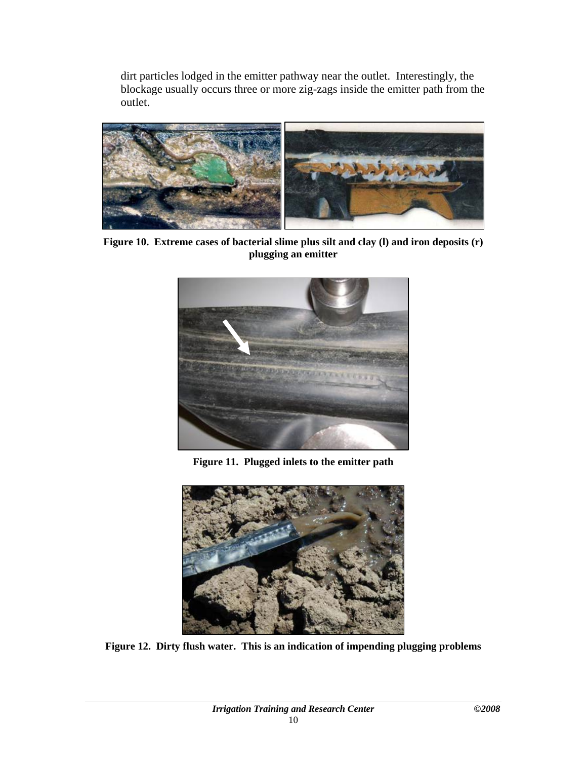dirt particles lodged in the emitter pathway near the outlet. Interestingly, the blockage usually occurs three or more zig-zags inside the emitter path from the outlet.

**Figure 10. Extreme cases of bacterial slime plus silt and clay (l) and iron deposits (r) plugging an emitter**

**Figure 11. Plugged inlets to the emitter path**

**Figure 12. Dirty flush water. This is an indication of impending plugging problems**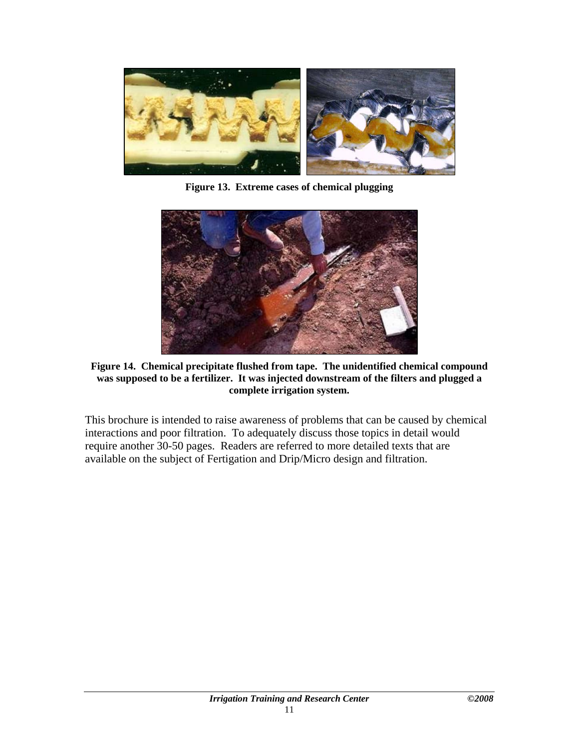**Figure 13. Extreme cases of chemical plugging**

**Figure 14. Chemical precipitate flushed from tape. The unidentified chemical compound was supposed to be a fertilizer. It was injected downstream of the filters and plugged a complete irrigation system.**

This brochure is intended to raise awareness of problems that can be caused by chemical interactions and poor filtration. To adequately discuss those topics in detail would require another 30-50 pages. Readers are referred to more detailed texts that are available on the subject of Fertigation and Drip/Micro design and filtration.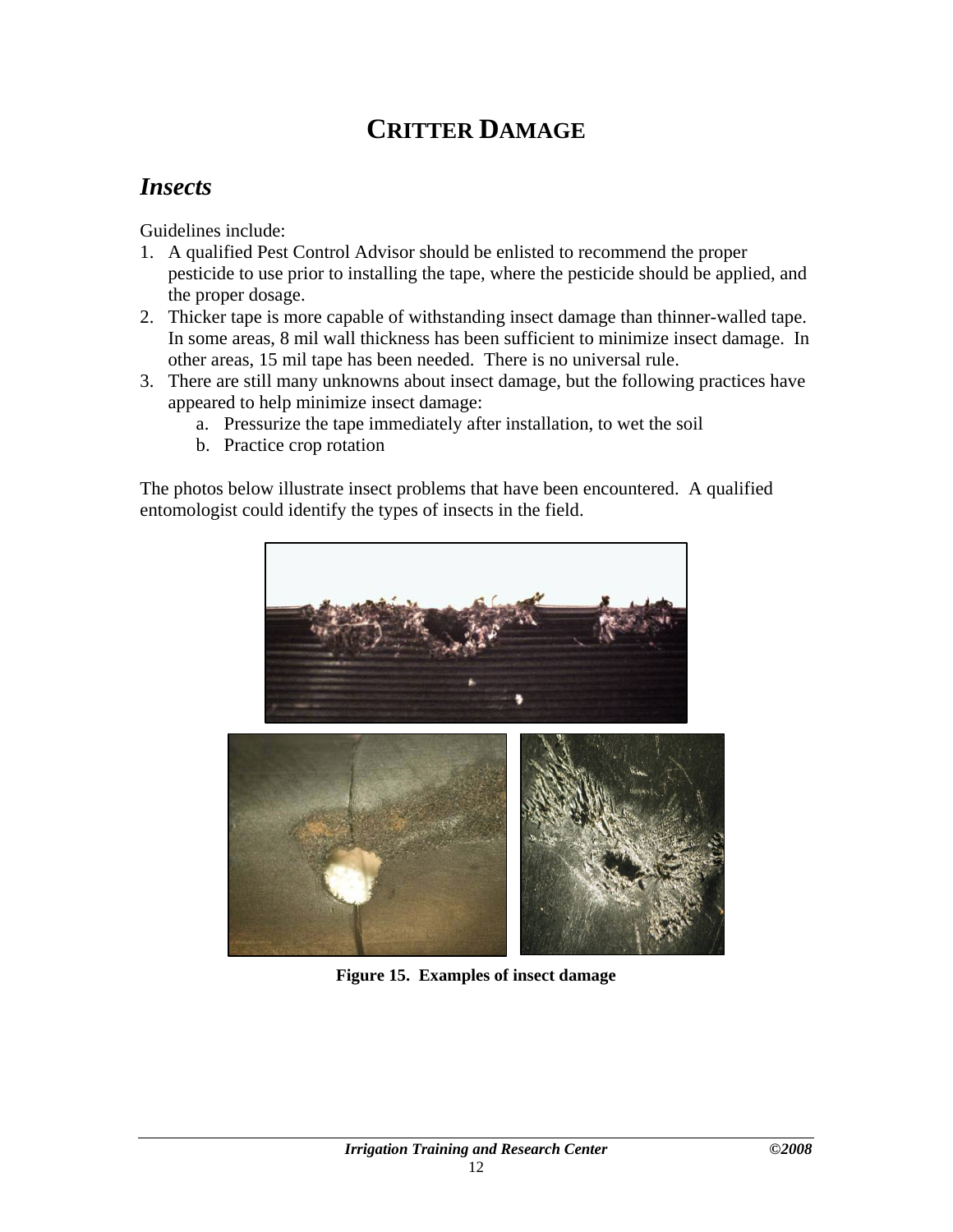# CRITTER DAMAGE

## *Insects*

Guidelines include:

1. A qualified Pest Control Advisor should be enlisted to recommend the proper pesticide to use prior to installing the tape, where the pesticide should be applied, and the proper dosage.
2. Thicker tape is more capable of withstanding insect damage than thinner-walled tape. In some areas, 8 mil wall thickness has been sufficient to minimize insect damage. In other areas, 15 mil tape has been needed. There is no universal rule.
3. There are still many unknowns about insect damage, but the following practices have appeared to help minimize insect damage:
   a. Pressurize the tape immediately after installation, to wet the soil
   b. Practice crop rotation

The photos below illustrate insect problems that have been encountered. A qualified entomologist could identify the types of insects in the field.

**Figure 15. Examples of insect damage**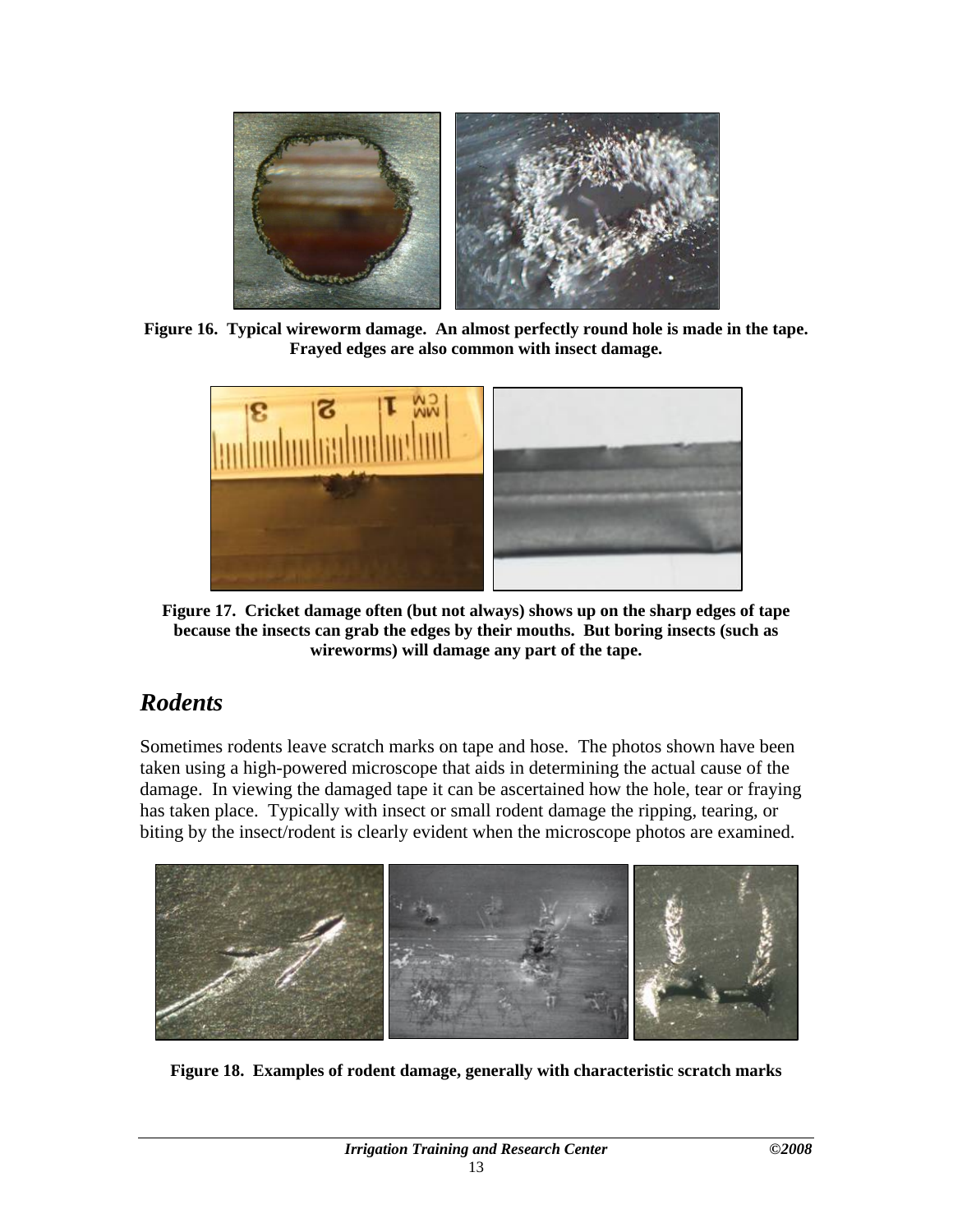**Figure 16. Typical wireworm damage. An almost perfectly round hole is made in the tape. Frayed edges are also common with insect damage.**

**Figure 17. Cricket damage often (but not always) shows up on the sharp edges of tape because the insects can grab the edges by their mouths. But boring insects (such as wireworms) will damage any part of the tape.**

## *Rodents*

Sometimes rodents leave scratch marks on tape and hose. The photos shown have been taken using a high-powered microscope that aids in determining the actual cause of the damage. In viewing the damaged tape it can be ascertained how the hole, tear or fraying has taken place. Typically with insect or small rodent damage the ripping, tearing, or biting by the insect/rodent is clearly evident when the microscope photos are examined.

**Figure 18. Examples of rodent damage, generally with characteristic scratch marks**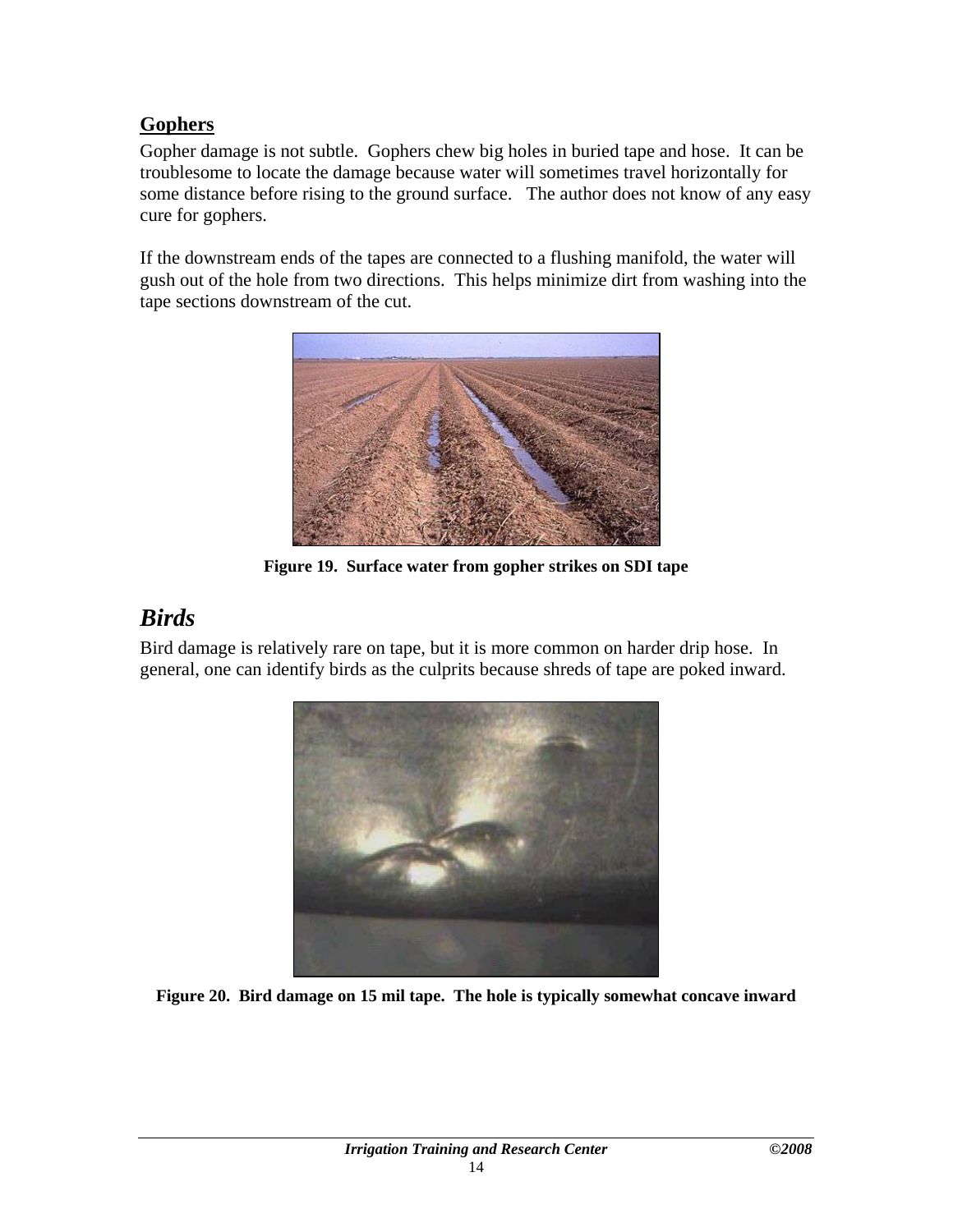### Gophers

Gopher damage is not subtle. Gophers chew big holes in buried tape and hose. It can be troublesome to locate the damage because water will sometimes travel horizontally for some distance before rising to the ground surface. The author does not know of any easy cure for gophers.

If the downstream ends of the tapes are connected to a flushing manifold, the water will gush out of the hole from two directions. This helps minimize dirt from washing into the tape sections downstream of the cut.

**Figure 19. Surface water from gopher strikes on SDI tape**

## *Birds*

Bird damage is relatively rare on tape, but it is more common on harder drip hose. In general, one can identify birds as the culprits because shreds of tape are poked inward.

**Figure 20. Bird damage on 15 mil tape. The hole is typically somewhat concave inward**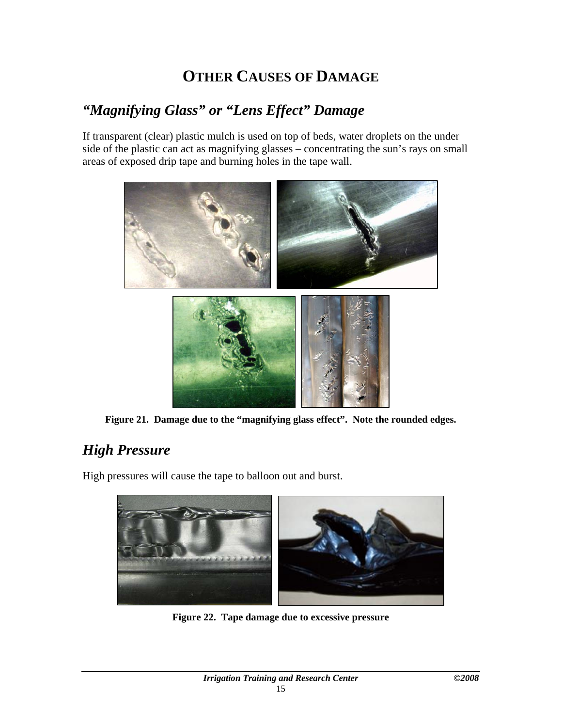# OTHER CAUSES OF DAMAGE

## *"Magnifying Glass" or "Lens Effect" Damage*

If transparent (clear) plastic mulch is used on top of beds, water droplets on the under side of the plastic can act as magnifying glasses – concentrating the sun's rays on small areas of exposed drip tape and burning holes in the tape wall.

**Figure 21. Damage due to the "magnifying glass effect". Note the rounded edges.**

## *High Pressure*

High pressures will cause the tape to balloon out and burst.

**Figure 22. Tape damage due to excessive pressure**